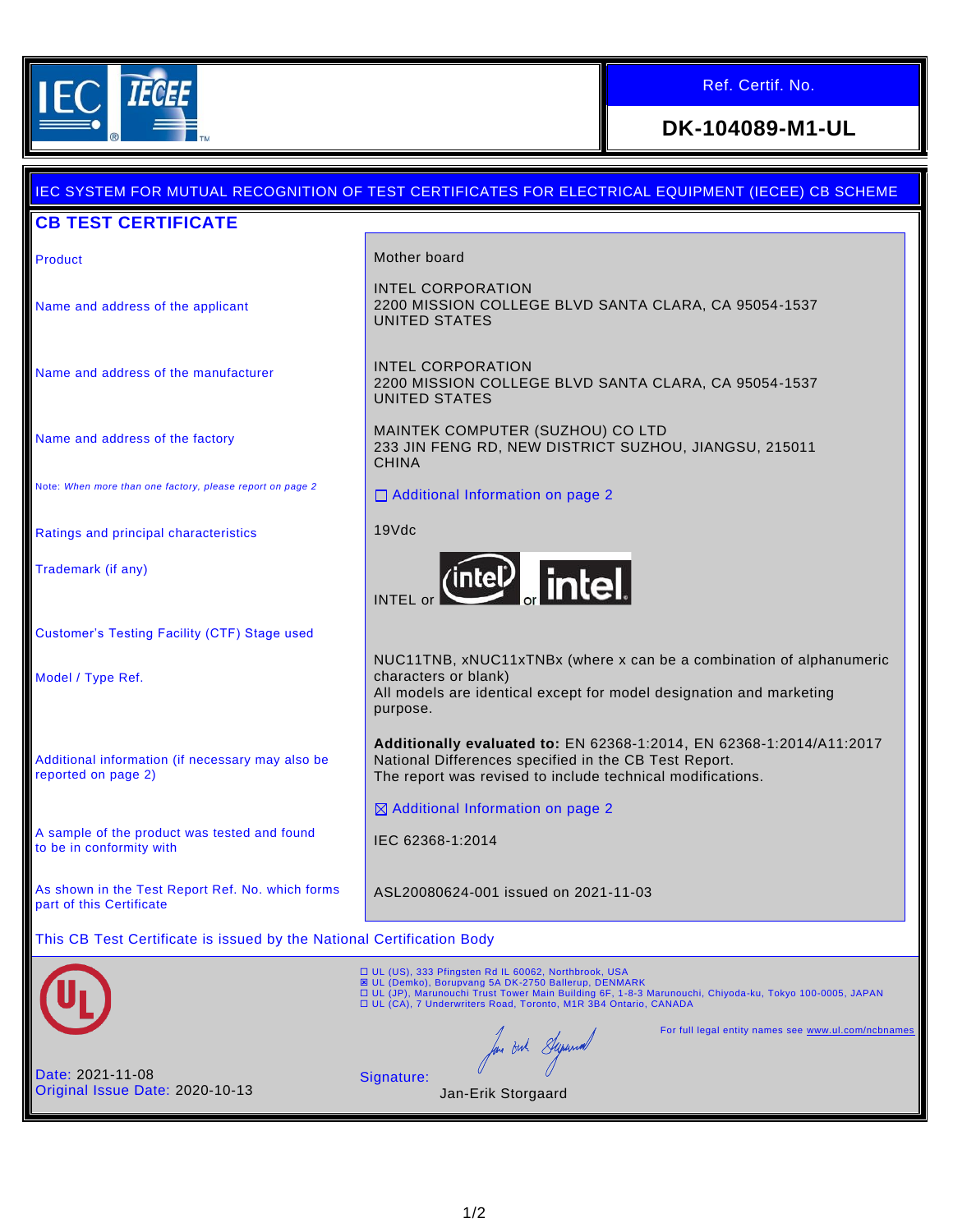IEC IECEE

| Ref. Certif. No. |
| --- |
| **DK-104089-M1-UL** |

IEC SYSTEM FOR MUTUAL RECOGNITION OF TEST CERTIFICATES FOR ELECTRICAL EQUIPMENT (IECEE) CB SCHEME

# CB TEST CERTIFICATE

| | |
| --- | --- |
| Product | Mother board |
| Name and address of the applicant | INTEL CORPORATION<br>2200 MISSION COLLEGE BLVD SANTA CLARA, CA 95054-1537<br>UNITED STATES |
| Name and address of the manufacturer | INTEL CORPORATION<br>2200 MISSION COLLEGE BLVD SANTA CLARA, CA 95054-1537<br>UNITED STATES |
| Name and address of the factory | MAINTEK COMPUTER (SUZHOU) CO LTD<br>233 JIN FENG RD, NEW DISTRICT SUZHOU, JIANGSU, 215011<br>CHINA |
| Note: *When more than one factory, please report on page 2* | ☐ Additional Information on page 2 |
| Ratings and principal characteristics | 19Vdc |
| Trademark (if any) | INTEL or intel or intel. |
| Customer's Testing Facility (CTF) Stage used | |
| Model / Type Ref. | NUC11TNB, xNUC11xTNBx (where x can be a combination of alphanumeric characters or blank)<br>All models are identical except for model designation and marketing purpose. |
| Additional information (if necessary may also be reported on page 2) | **Additionally evaluated to:** EN 62368-1:2014, EN 62368-1:2014/A11:2017 National Differences specified in the CB Test Report.<br>The report was revised to include technical modifications.<br>☒ Additional Information on page 2 |
| A sample of the product was tested and found to be in conformity with | IEC 62368-1:2014 |
| As shown in the Test Report Ref. No. which forms part of this Certificate | ASL20080624-001 issued on 2021-11-03 |

This CB Test Certificate is issued by the National Certification Body

☐ UL (US), 333 Pfingsten Rd IL 60062, Northbrook, USA
☒ UL (Demko), Borupvang 5A DK-2750 Ballerup, DENMARK
☐ UL (JP), Marunouchi Trust Tower Main Building 6F, 1-8-3 Marunouchi, Chiyoda-ku, Tokyo 100-0005, JAPAN
☐ UL (CA), 7 Underwriters Road, Toronto, M1R 3B4 Ontario, CANADA

For full legal entity names see www.ul.com/ncbnames

Date: 2021-11-08
Original Issue Date: 2020-10-13

Signature:
Jan-Erik Storgaard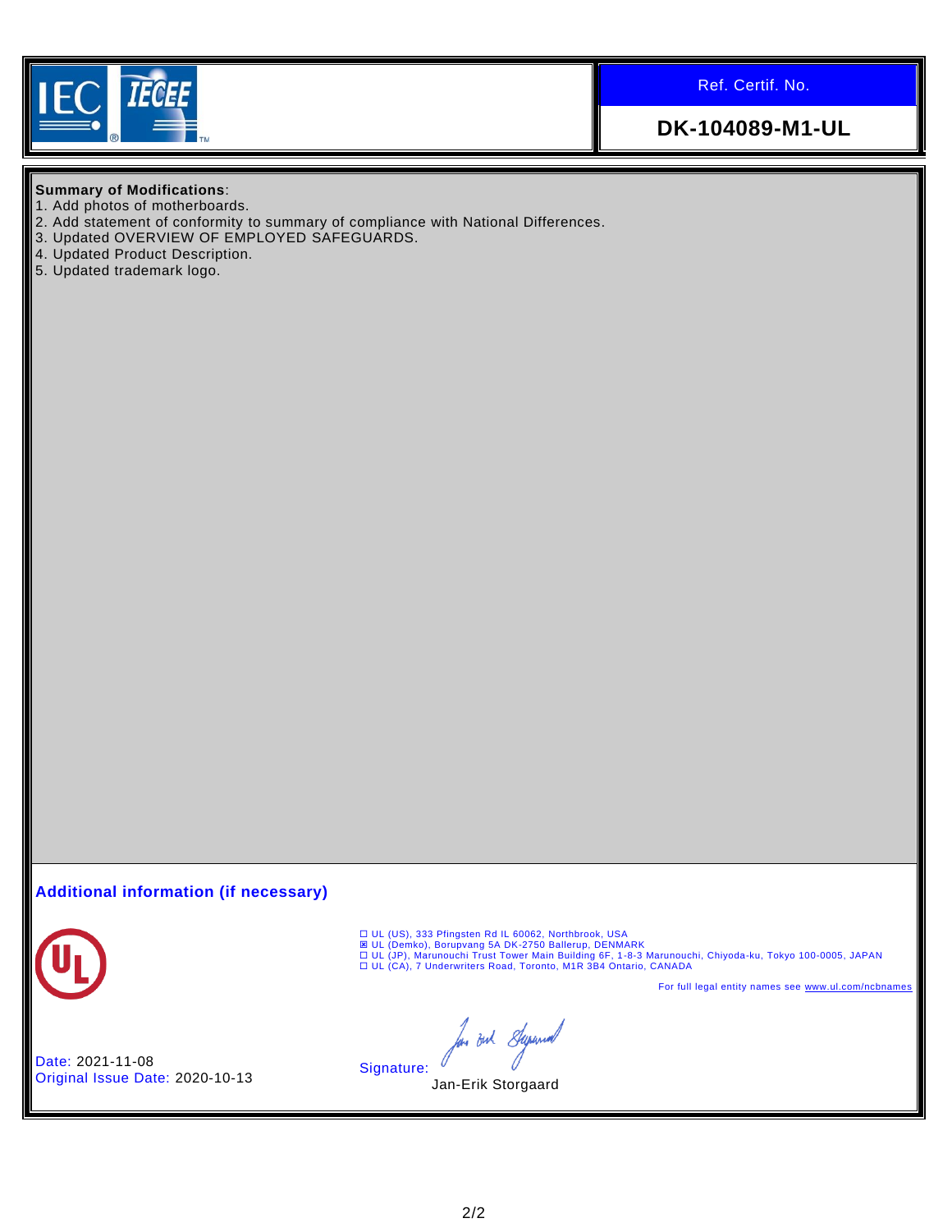Ref. Certif. No.

**DK-104089-M1-UL**

**Summary of Modifications**:

1. Add photos of motherboards.
2. Add statement of conformity to summary of compliance with National Differences.
3. Updated OVERVIEW OF EMPLOYED SAFEGUARDS.
4. Updated Product Description.
5. Updated trademark logo.

## Additional information (if necessary)

☐ UL (US), 333 Pfingsten Rd IL 60062, Northbrook, USA
☒ UL (Demko), Borupvang 5A DK-2750 Ballerup, DENMARK
☐ UL (JP), Marunouchi Trust Tower Main Building 6F, 1-8-3 Marunouchi, Chiyoda-ku, Tokyo 100-0005, JAPAN
☐ UL (CA), 7 Underwriters Road, Toronto, M1R 3B4 Ontario, CANADA

For full legal entity names see www.ul.com/ncbnames

Date: 2021-11-08
Original Issue Date: 2020-10-13

Signature:
Jan-Erik Storgaard